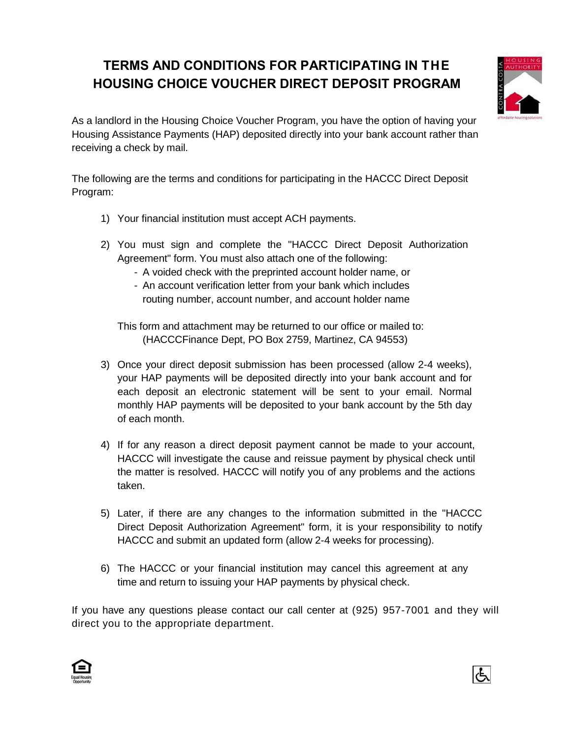# TERMS AND CONDITIONS FOR PARTICIPATING IN THE HOUSING CHOICE VOUCHER DIRECT DEPOSIT PROGRAM

As a landlord in the Housing Choice Voucher Program, you have the option of having your Housing Assistance Payments (HAP) deposited directly into your bank account rather than receiving a check by mail.

The following are the terms and conditions for participating in the HACCC Direct Deposit Program:

1) Your financial institution must accept ACH payments.

2) You must sign and complete the "HACCC Direct Deposit Authorization Agreement" form. You must also attach one of the following:
   - A voided check with the preprinted account holder name, or
   - An account verification letter from your bank which includes routing number, account number, and account holder name

   This form and attachment may be returned to our office or mailed to:
   (HACCCFinance Dept, PO Box 2759, Martinez, CA 94553)

3) Once your direct deposit submission has been processed (allow 2-4 weeks), your HAP payments will be deposited directly into your bank account and for each deposit an electronic statement will be sent to your email. Normal monthly HAP payments will be deposited to your bank account by the 5th day of each month.

4) If for any reason a direct deposit payment cannot be made to your account, HACCC will investigate the cause and reissue payment by physical check until the matter is resolved. HACCC will notify you of any problems and the actions taken.

5) Later, if there are any changes to the information submitted in the "HACCC Direct Deposit Authorization Agreement" form, it is your responsibility to notify HACCC and submit an updated form (allow 2-4 weeks for processing).

6) The HACCC or your financial institution may cancel this agreement at any time and return to issuing your HAP payments by physical check.

If you have any questions please contact our call center at (925) 957-7001 and they will direct you to the appropriate department.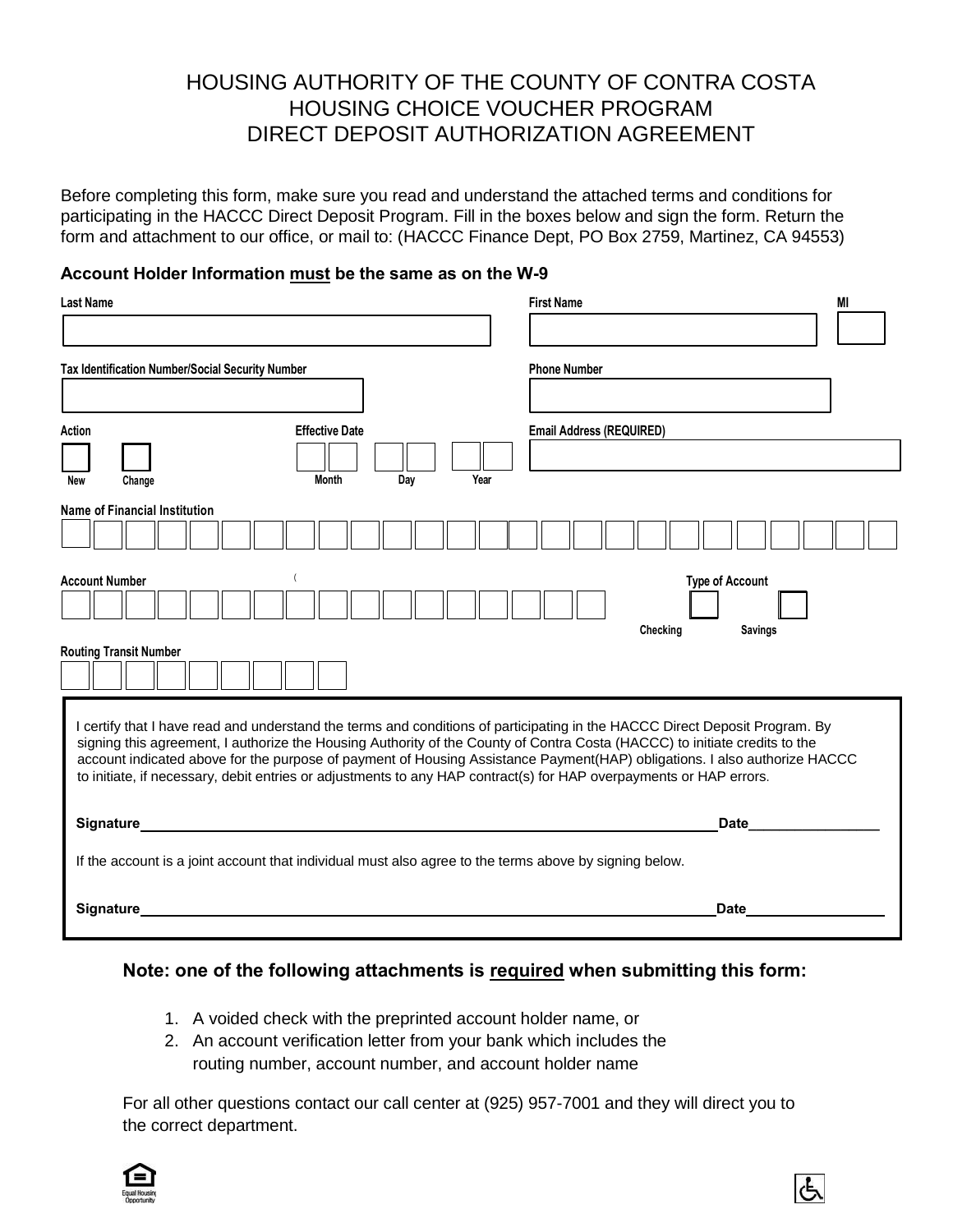# HOUSING AUTHORITY OF THE COUNTY OF CONTRA COSTA
# HOUSING CHOICE VOUCHER PROGRAM
# DIRECT DEPOSIT AUTHORIZATION AGREEMENT

Before completing this form, make sure you read and understand the attached terms and conditions for participating in the HACCC Direct Deposit Program. Fill in the boxes below and sign the form. Return the form and attachment to our office, or mail to: (HACCC Finance Dept, PO Box 2759, Martinez, CA 94553)

**Account Holder Information must be the same as on the W-9**

**Last Name** ____________________ **First Name** ____________________ **MI** ____

**Tax Identification Number/Social Security Number** ____________________ **Phone Number** ____________________

**Action** ☐ New ☐ Change **Effective Date** Month ____ Day ____ Year ____ **Email Address (REQUIRED)** ____________________

**Name of Financial Institution** ____________________

**Account Number** ____________________ **Type of Account** ☐ Checking ☐ Savings

**Routing Transit Number** ____________________

I certify that I have read and understand the terms and conditions of participating in the HACCC Direct Deposit Program. By signing this agreement, I authorize the Housing Authority of the County of Contra Costa (HACCC) to initiate credits to the account indicated above for the purpose of payment of Housing Assistance Payment(HAP) obligations. I also authorize HACCC to initiate, if necessary, debit entries or adjustments to any HAP contract(s) for HAP overpayments or HAP errors.

**Signature**________________________________________ **Date**________________

If the account is a joint account that individual must also agree to the terms above by signing below.

**Signature**________________________________________ **Date**________________

### Note: one of the following attachments is required when submitting this form:

1. A voided check with the preprinted account holder name, or
2. An account verification letter from your bank which includes the routing number, account number, and account holder name

For all other questions contact our call center at (925) 957-7001 and they will direct you to the correct department.

Equal Housing Opportunity